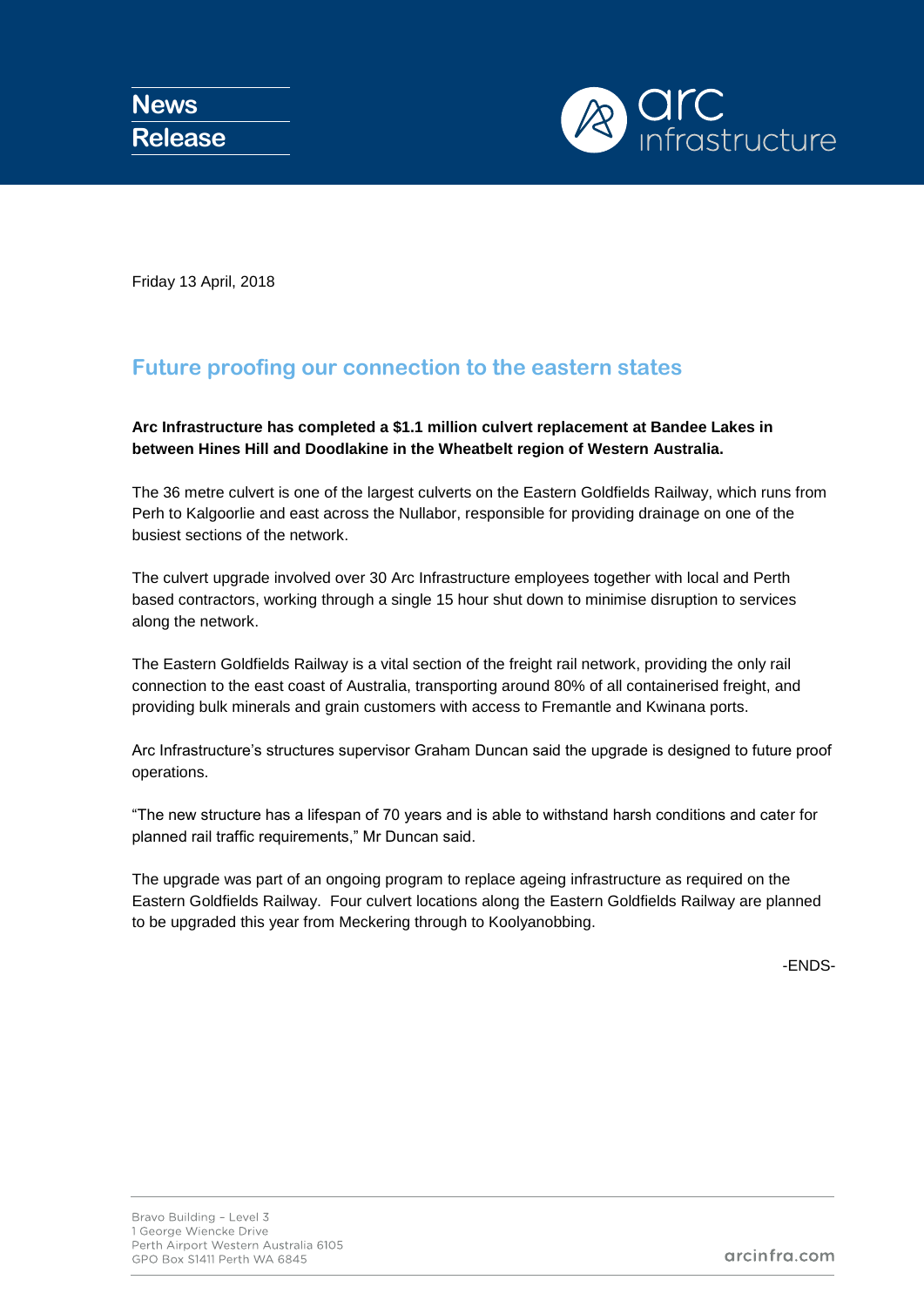**News Release**

Friday 13 April, 2018

## Future proofing our connection to the eastern states

**Arc Infrastructure has completed a $1.1 million culvert replacement at Bandee Lakes in between Hines Hill and Doodlakine in the Wheatbelt region of Western Australia.**

The 36 metre culvert is one of the largest culverts on the Eastern Goldfields Railway, which runs from Perth to Kalgoorlie and east across the Nullabor, responsible for providing drainage on one of the busiest sections of the network.

The culvert upgrade involved over 30 Arc Infrastructure employees together with local and Perth based contractors, working through a single 15 hour shut down to minimise disruption to services along the network.

The Eastern Goldfields Railway is a vital section of the freight rail network, providing the only rail connection to the east coast of Australia, transporting around 80% of all containerised freight, and providing bulk minerals and grain customers with access to Fremantle and Kwinana ports.

Arc Infrastructure's structures supervisor Graham Duncan said the upgrade is designed to future proof operations.

"The new structure has a lifespan of 70 years and is able to withstand harsh conditions and cater for planned rail traffic requirements," Mr Duncan said.

The upgrade was part of an ongoing program to replace ageing infrastructure as required on the Eastern Goldfields Railway. Four culvert locations along the Eastern Goldfields Railway are planned to be upgraded this year from Meckering through to Koolyanobbing.

-ENDS-

Bravo Building – Level 3
1 George Wiencke Drive
Perth Airport Western Australia 6105
GPO Box S1411 Perth WA 6845

arcinfra.com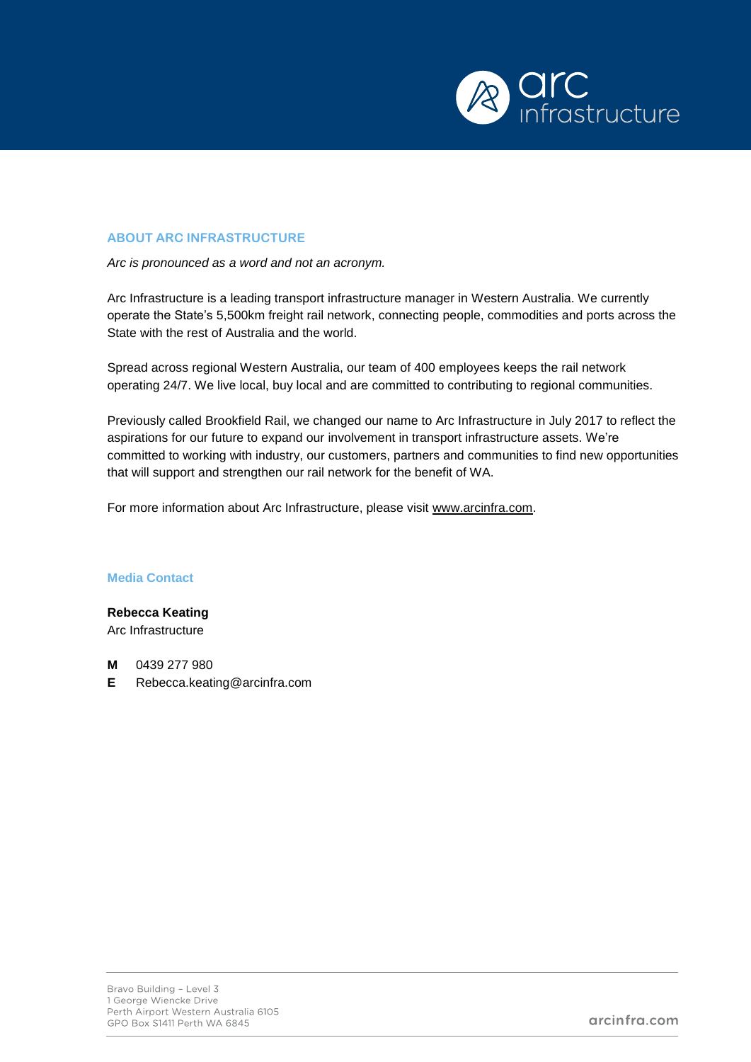## ABOUT ARC INFRASTRUCTURE

*Arc is pronounced as a word and not an acronym.*

Arc Infrastructure is a leading transport infrastructure manager in Western Australia. We currently operate the State's 5,500km freight rail network, connecting people, commodities and ports across the State with the rest of Australia and the world.

Spread across regional Western Australia, our team of 400 employees keeps the rail network operating 24/7. We live local, buy local and are committed to contributing to regional communities.

Previously called Brookfield Rail, we changed our name to Arc Infrastructure in July 2017 to reflect the aspirations for our future to expand our involvement in transport infrastructure assets. We're committed to working with industry, our customers, partners and communities to find new opportunities that will support and strengthen our rail network for the benefit of WA.

For more information about Arc Infrastructure, please visit www.arcinfra.com.

### Media Contact

**Rebecca Keating**
Arc Infrastructure

**M** 0439 277 980
**E** Rebecca.keating@arcinfra.com